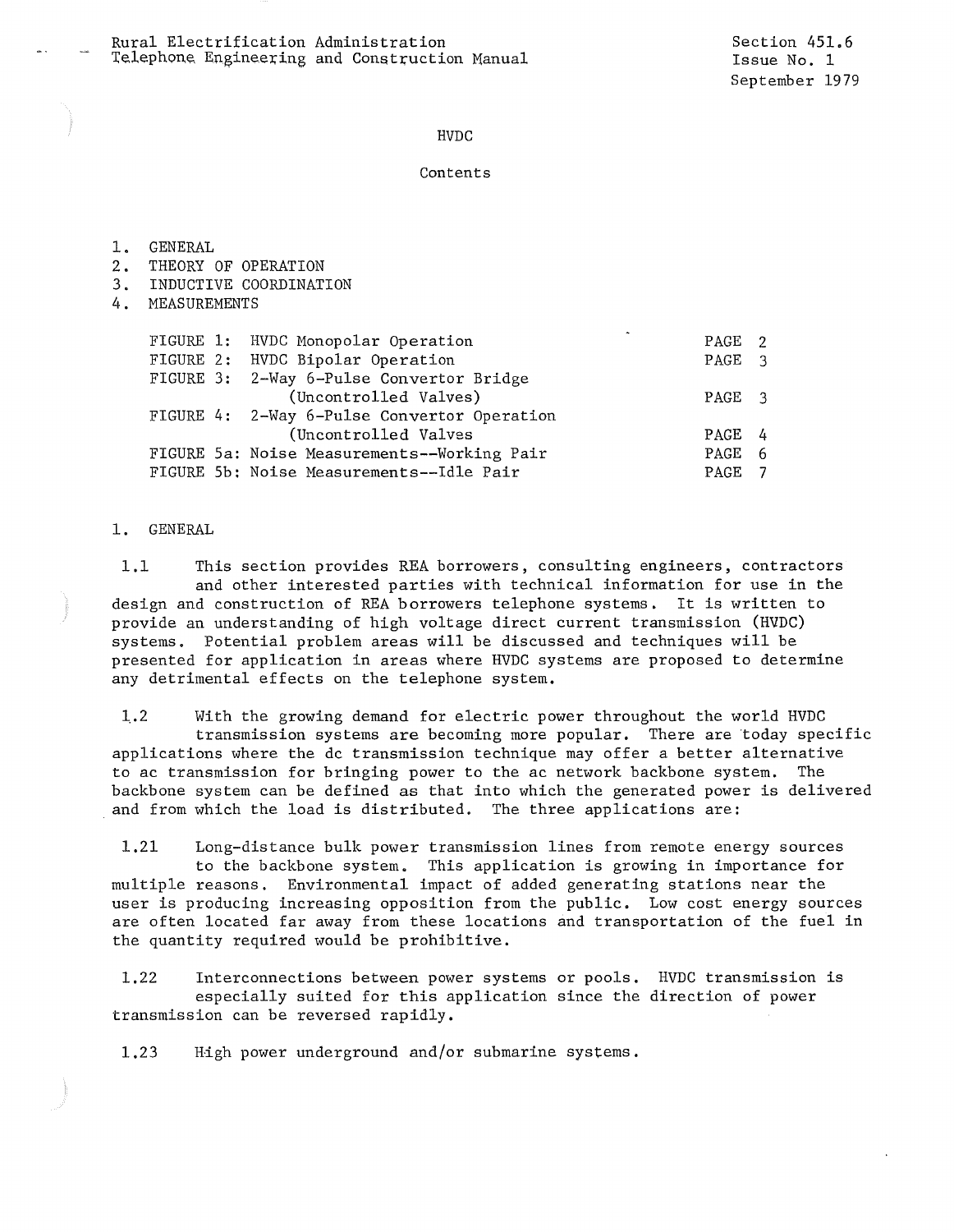Rural Electrification Administration
Telephone Engineering and Construction Manual

Section 451.6
Issue No. 1
September 1979

# HVDC

## Contents

1. GENERAL
2. THEORY OF OPERATION
3. INDUCTIVE COORDINATION
4. MEASUREMENTS

| | |
|---|---|
| FIGURE 1: HVDC Monopolar Operation | PAGE 2 |
| FIGURE 2: HVDC Bipolar Operation | PAGE 3 |
| FIGURE 3: 2-Way 6-Pulse Convertor Bridge (Uncontrolled Valves) | PAGE 3 |
| FIGURE 4: 2-Way 6-Pulse Convertor Operation (Uncontrolled Valves | PAGE 4 |
| FIGURE 5a: Noise Measurements--Working Pair | PAGE 6 |
| FIGURE 5b: Noise Measurements--Idle Pair | PAGE 7 |

## 1. GENERAL

1.1 This section provides REA borrowers, consulting engineers, contractors and other interested parties with technical information for use in the design and construction of REA borrowers telephone systems. It is written to provide an understanding of high voltage direct current transmission (HVDC) systems. Potential problem areas will be discussed and techniques will be presented for application in areas where HVDC systems are proposed to determine any detrimental effects on the telephone system.

1.2 With the growing demand for electric power throughout the world HVDC transmission systems are becoming more popular. There are today specific applications where the dc transmission technique may offer a better alternative to ac transmission for bringing power to the ac network backbone system. The backbone system can be defined as that into which the generated power is delivered and from which the load is distributed. The three applications are:

1.21 Long-distance bulk power transmission lines from remote energy sources to the backbone system. This application is growing in importance for multiple reasons. Environmental impact of added generating stations near the user is producing increasing opposition from the public. Low cost energy sources are often located far away from these locations and transportation of the fuel in the quantity required would be prohibitive.

1.22 Interconnections between power systems or pools. HVDC transmission is especially suited for this application since the direction of power transmission can be reversed rapidly.

1.23 High power underground and/or submarine systems.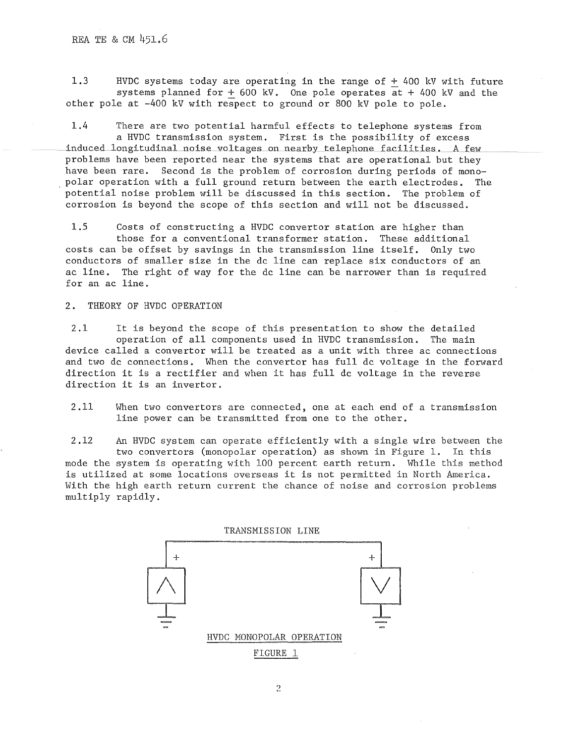1.3 HVDC systems today are operating in the range of ± 400 kV with future systems planned for ± 600 kV. One pole operates at + 400 kV and the other pole at -400 kV with respect to ground or 800 kV pole to pole.

1.4 There are two potential harmful effects to telephone systems from a HVDC transmission system. First is the possibility of excess induced longitudinal noise voltages on nearby telephone facilities. A few problems have been reported near the systems that are operational but they have been rare. Second is the problem of corrosion during periods of monopolar operation with a full ground return between the earth electrodes. The potential noise problem will be discussed in this section. The problem of corrosion is beyond the scope of this section and will not be discussed.

1.5 Costs of constructing a HVDC convertor station are higher than those for a conventional transformer station. These additional costs can be offset by savings in the transmission line itself. Only two conductors of smaller size in the dc line can replace six conductors of an ac line. The right of way for the dc line can be narrower than is required for an ac line.

## 2. THEORY OF HVDC OPERATION

2.1 It is beyond the scope of this presentation to show the detailed operation of all components used in HVDC transmission. The main device called a convertor will be treated as a unit with three ac connections and two dc connections. When the convertor has full dc voltage in the forward direction it is a rectifier and when it has full dc voltage in the reverse direction it is an invertor.

2.11 When two convertors are connected, one at each end of a transmission line power can be transmitted from one to the other.

2.12 An HVDC system can operate efficiently with a single wire between the two convertors (monopolar operation) as shown in Figure 1. In this mode the system is operating with 100 percent earth return. While this method is utilized at some locations overseas it is not permitted in North America. With the high earth return current the chance of noise and corrosion problems multiply rapidly.

TRANSMISSION LINE

+

+

HVDC MONOPOLAR OPERATION

FIGURE 1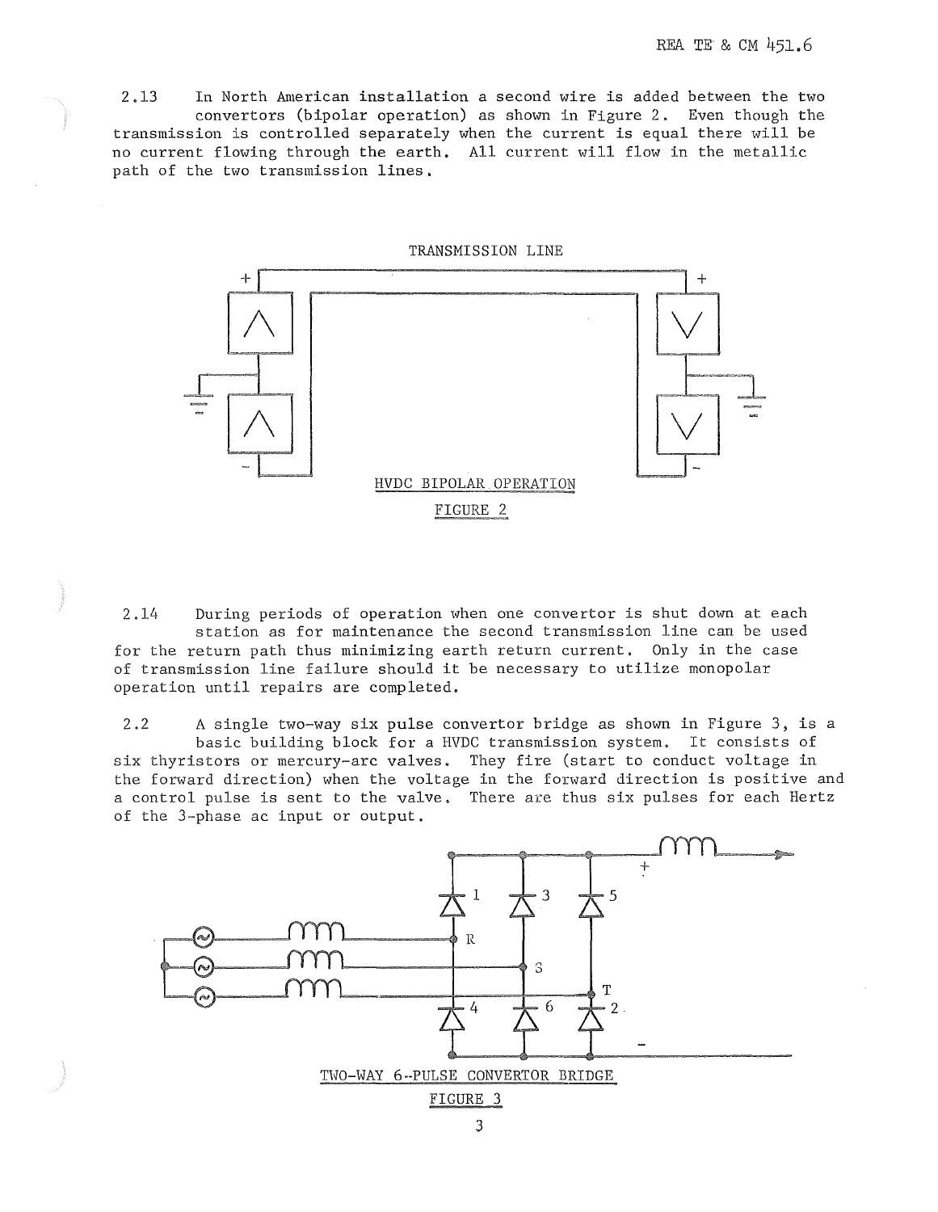2.13 In North American installation a second wire is added between the two convertors (bipolar operation) as shown in Figure 2. Even though the transmission is controlled separately when the current is equal there will be no current flowing through the earth. All current will flow in the metallic path of the two transmission lines.

TRANSMISSION LINE

HVDC BIPOLAR OPERATION

FIGURE 2

2.14 During periods of operation when one convertor is shut down at each station as for maintenance the second transmission line can be used for the return path thus minimizing earth return current. Only in the case of transmission line failure should it be necessary to utilize monopolar operation until repairs are completed.

2.2 A single two-way six pulse convertor bridge as shown in Figure 3, is a basic building block for a HVDC transmission system. It consists of six thyristors or mercury-arc valves. They fire (start to conduct voltage in the forward direction) when the voltage in the forward direction is positive and a control pulse is sent to the valve. There are thus six pulses for each Hertz of the 3-phase ac input or output.

TWO-WAY 6-PULSE CONVERTOR BRIDGE

FIGURE 3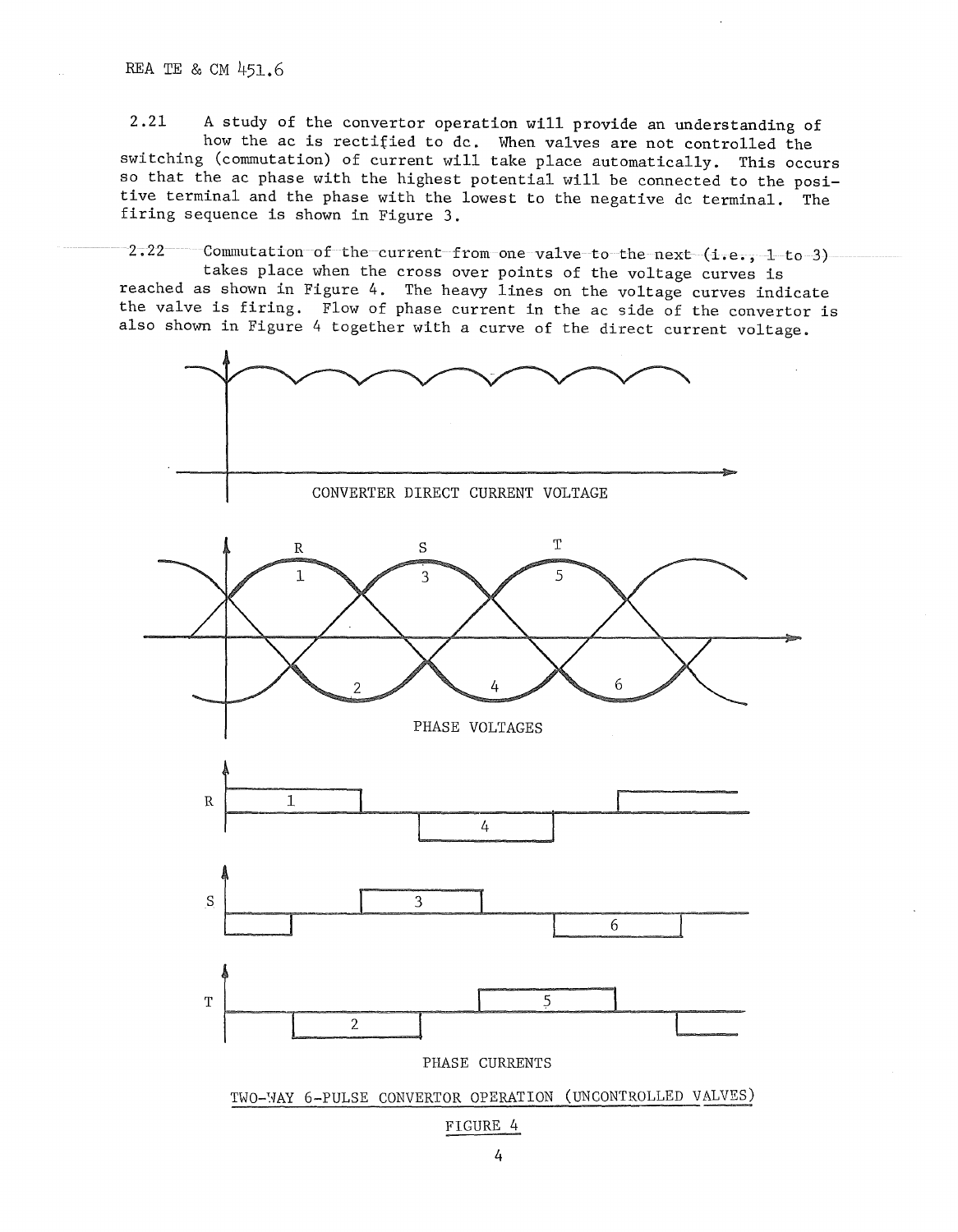2.21 A study of the convertor operation will provide an understanding of how the ac is rectified to dc. When valves are not controlled the switching (commutation) of current will take place automatically. This occurs so that the ac phase with the highest potential will be connected to the positive terminal and the phase with the lowest to the negative dc terminal. The firing sequence is shown in Figure 3.

2.22 Commutation of the current from one valve to the next (i.e., 1 to 3) takes place when the cross over points of the voltage curves is reached as shown in Figure 4. The heavy lines on the voltage curves indicate the valve is firing. Flow of phase current in the ac side of the convertor is also shown in Figure 4 together with a curve of the direct current voltage.

CONVERTER DIRECT CURRENT VOLTAGE

PHASE VOLTAGES

PHASE CURRENTS

TWO-WAY 6-PULSE CONVERTOR OPERATION (UNCONTROLLED VALVES)

FIGURE 4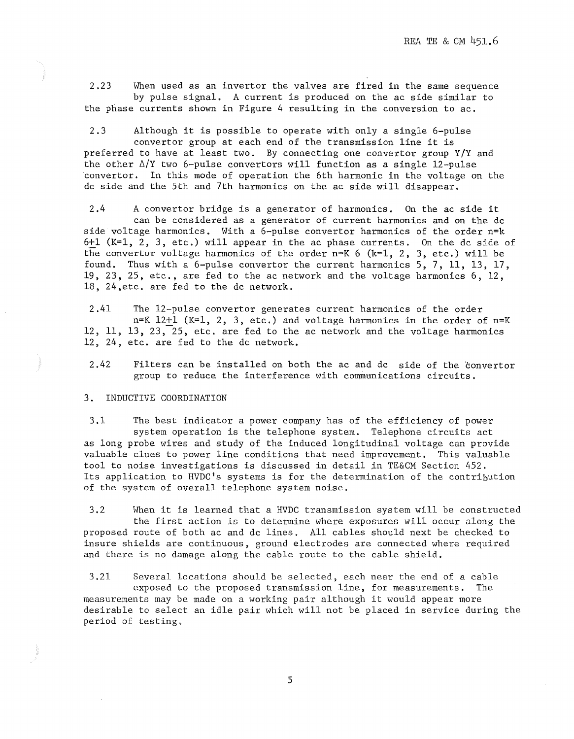2.23 When used as an invertor the valves are fired in the same sequence by pulse signal. A current is produced on the ac side similar to the phase currents shown in Figure 4 resulting in the conversion to ac.

2.3 Although it is possible to operate with only a single 6-pulse convertor group at each end of the transmission line it is preferred to have at least two. By connecting one convertor group Y/Y and the other Δ/Y two 6-pulse convertors will function as a single 12-pulse convertor. In this mode of operation the 6th harmonic in the voltage on the dc side and the 5th and 7th harmonics on the ac side will disappear.

2.4 A convertor bridge is a generator of harmonics. On the ac side it can be considered as a generator of current harmonics and on the dc side voltage harmonics. With a 6-pulse convertor harmonics of the order n=k 6±1 (K=1, 2, 3, etc.) will appear in the ac phase currents. On the dc side of the convertor voltage harmonics of the order n=K 6 (k=1, 2, 3, etc.) will be found. Thus with a 6-pulse convertor the current harmonics 5, 7, 11, 13, 17, 19, 23, 25, etc., are fed to the ac network and the voltage harmonics 6, 12, 18, 24,etc. are fed to the dc network.

2.41 The 12-pulse convertor generates current harmonics of the order n=K 12±1 (K=1, 2, 3, etc.) and voltage harmonics in the order of n=K 12, 11, 13, 23, 25, etc. are fed to the ac network and the voltage harmonics 12, 24, etc. are fed to the dc network.

2.42 Filters can be installed on both the ac and dc side of the convertor group to reduce the interference with communications circuits.

## 3. INDUCTIVE COORDINATION

3.1 The best indicator a power company has of the efficiency of power system operation is the telephone system. Telephone circuits act as long probe wires and study of the induced longitudinal voltage can provide valuable clues to power line conditions that need improvement. This valuable tool to noise investigations is discussed in detail in TE&CM Section 452. Its application to HVDC's systems is for the determination of the contribution of the system of overall telephone system noise.

3.2 When it is learned that a HVDC transmission system will be constructed the first action is to determine where exposures will occur along the proposed route of both ac and dc lines. All cables should next be checked to insure shields are continuous, ground electrodes are connected where required and there is no damage along the cable route to the cable shield.

3.21 Several locations should be selected, each near the end of a cable exposed to the proposed transmission line, for measurements. The measurements may be made on a working pair although it would appear more desirable to select an idle pair which will not be placed in service during the period of testing.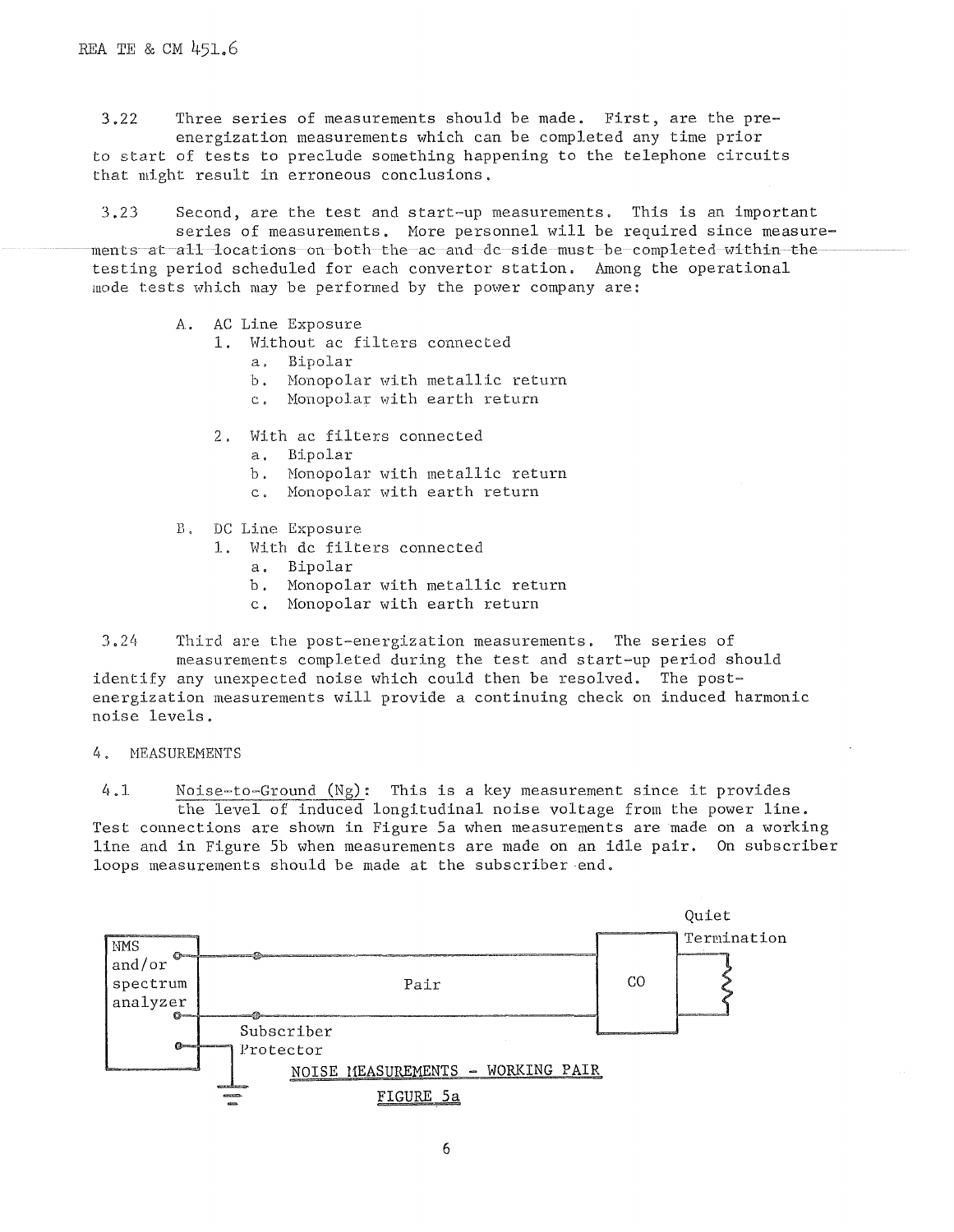3.22 Three series of measurements should be made. First, are the pre-energization measurements which can be completed any time prior to start of tests to preclude something happening to the telephone circuits that might result in erroneous conclusions.

3.23 Second, are the test and start-up measurements. This is an important series of measurements. More personnel will be required since measurements at all locations on both the ac and dc side must be completed within the testing period scheduled for each convertor station. Among the operational mode tests which may be performed by the power company are:

A. AC Line Exposure
   1. Without ac filters connected
      a. Bipolar
      b. Monopolar with metallic return
      c. Monopolar with earth return
   2. With ac filters connected
      a. Bipolar
      b. Monopolar with metallic return
      c. Monopolar with earth return

B. DC Line Exposure
   1. With dc filters connected
      a. Bipolar
      b. Monopolar with metallic return
      c. Monopolar with earth return

3.24 Third are the post-energization measurements. The series of measurements completed during the test and start-up period should identify any unexpected noise which could then be resolved. The post-energization measurements will provide a continuing check on induced harmonic noise levels.

## 4. MEASUREMENTS

4.1 Noise-to-Ground (Ng): This is a key measurement since it provides the level of induced longitudinal noise voltage from the power line. Test connections are shown in Figure 5a when measurements are made on a working line and in Figure 5b when measurements are made on an idle pair. On subscriber loops measurements should be made at the subscriber end.

NMS and/or spectrum analyzer

Pair

CO

Quiet Termination

Subscriber Protector

NOISE MEASUREMENTS - WORKING PAIR

FIGURE 5a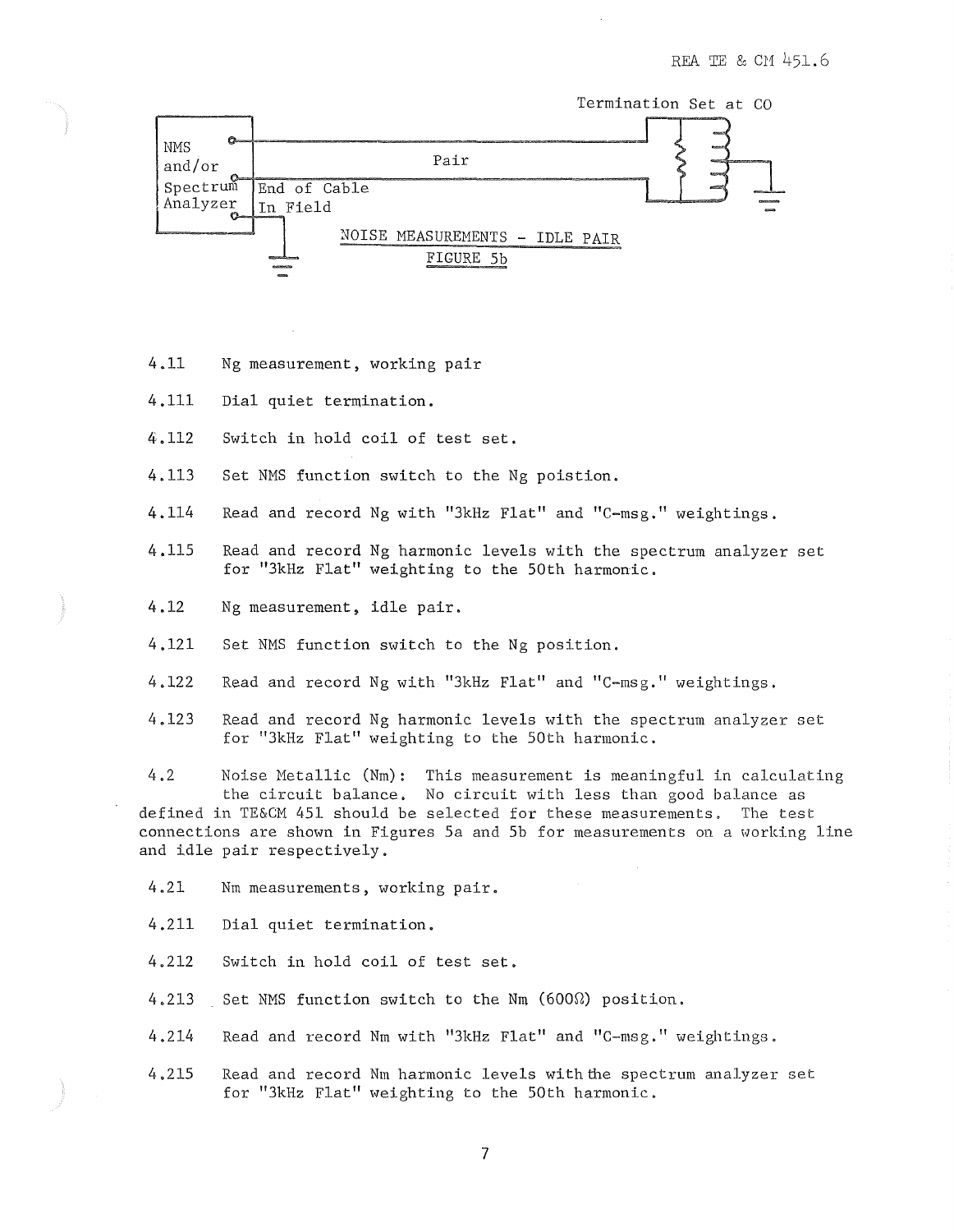Termination Set at CO

NMS and/or Spectrum Analyzer

Pair

End of Cable In Field

NOISE MEASUREMENTS - IDLE PAIR

FIGURE 5b

4.11 Ng measurement, working pair

4.111 Dial quiet termination.

4.112 Switch in hold coil of test set.

4.113 Set NMS function switch to the Ng poistion.

4.114 Read and record Ng with "3kHz Flat" and "C-msg." weightings.

4.115 Read and record Ng harmonic levels with the spectrum analyzer set for "3kHz Flat" weighting to the 50th harmonic.

4.12 Ng measurement, idle pair.

4.121 Set NMS function switch to the Ng position.

4.122 Read and record Ng with "3kHz Flat" and "C-msg." weightings.

4.123 Read and record Ng harmonic levels with the spectrum analyzer set for "3kHz Flat" weighting to the 50th harmonic.

4.2 Noise Metallic (Nm): This measurement is meaningful in calculating the circuit balance. No circuit with less than good balance as defined in TE&CM 451 should be selected for these measurements. The test connections are shown in Figures 5a and 5b for measurements on a working line and idle pair respectively.

4.21 Nm measurements, working pair.

4.211 Dial quiet termination.

4.212 Switch in hold coil of test set.

4.213 Set NMS function switch to the Nm (600Ω) position.

4.214 Read and record Nm with "3kHz Flat" and "C-msg." weightings.

4.215 Read and record Nm harmonic levels with the spectrum analyzer set for "3kHz Flat" weighting to the 50th harmonic.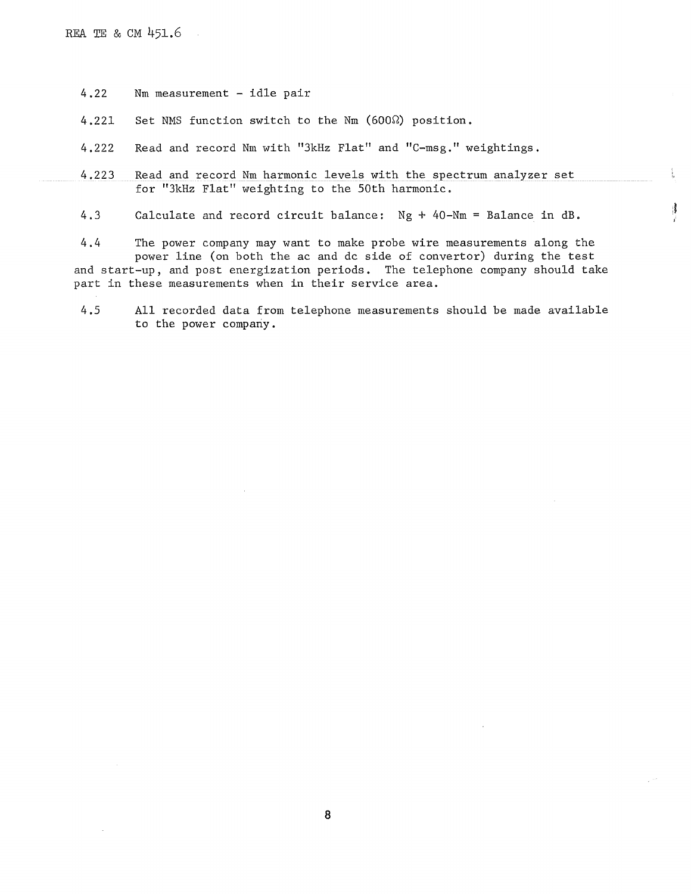4.22 Nm measurement - idle pair

4.221 Set NMS function switch to the Nm (600Ω) position.

4.222 Read and record Nm with "3kHz Flat" and "C-msg." weightings.

4.223 Read and record Nm harmonic levels with the spectrum analyzer set for "3kHz Flat" weighting to the 50th harmonic.

4.3 Calculate and record circuit balance: Ng + 40-Nm = Balance in dB.

4.4 The power company may want to make probe wire measurements along the power line (on both the ac and dc side of convertor) during the test and start-up, and post energization periods. The telephone company should take part in these measurements when in their service area.

4.5 All recorded data from telephone measurements should be made available to the power company.